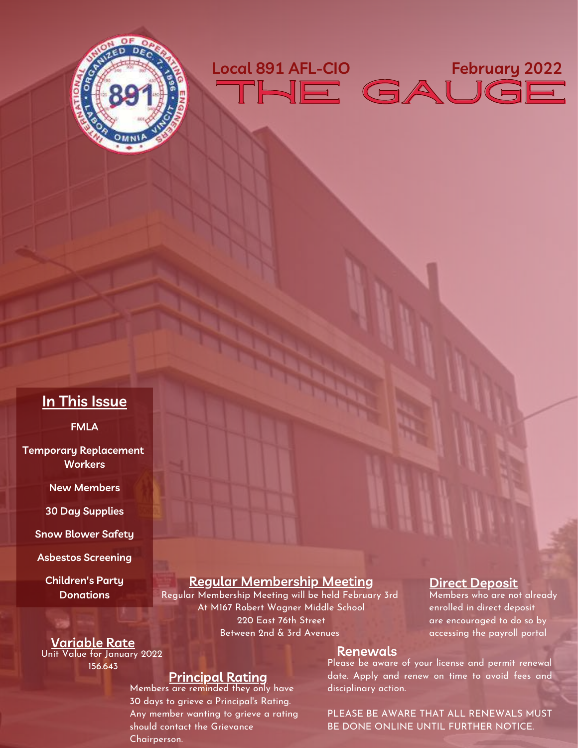# Local 891 AFL-CIO — THE GAUGE — February 2022

## In This Issue

- FMLA
- Temporary Replacement Workers
- New Members
- 30 Day Supplies
- Snow Blower Safety
- Asbestos Screening
- Children's Party Donations

## Regular Membership Meeting

Regular Membership Meeting will be held February 3rd
At M167 Robert Wagner Middle School
220 East 76th Street
Between 2nd & 3rd Avenues

## Direct Deposit

Members who are not already enrolled in direct deposit are encouraged to do so by accessing the payroll portal

## Variable Rate

Unit Value for January 2022
156.643

## Principal Rating

Members are reminded they only have 30 days to grieve a Principal's Rating. Any member wanting to grieve a rating should contact the Grievance Chairperson.

## Renewals

Please be aware of your license and permit renewal date. Apply and renew on time to avoid fees and disciplinary action.

PLEASE BE AWARE THAT ALL RENEWALS MUST BE DONE ONLINE UNTIL FURTHER NOTICE.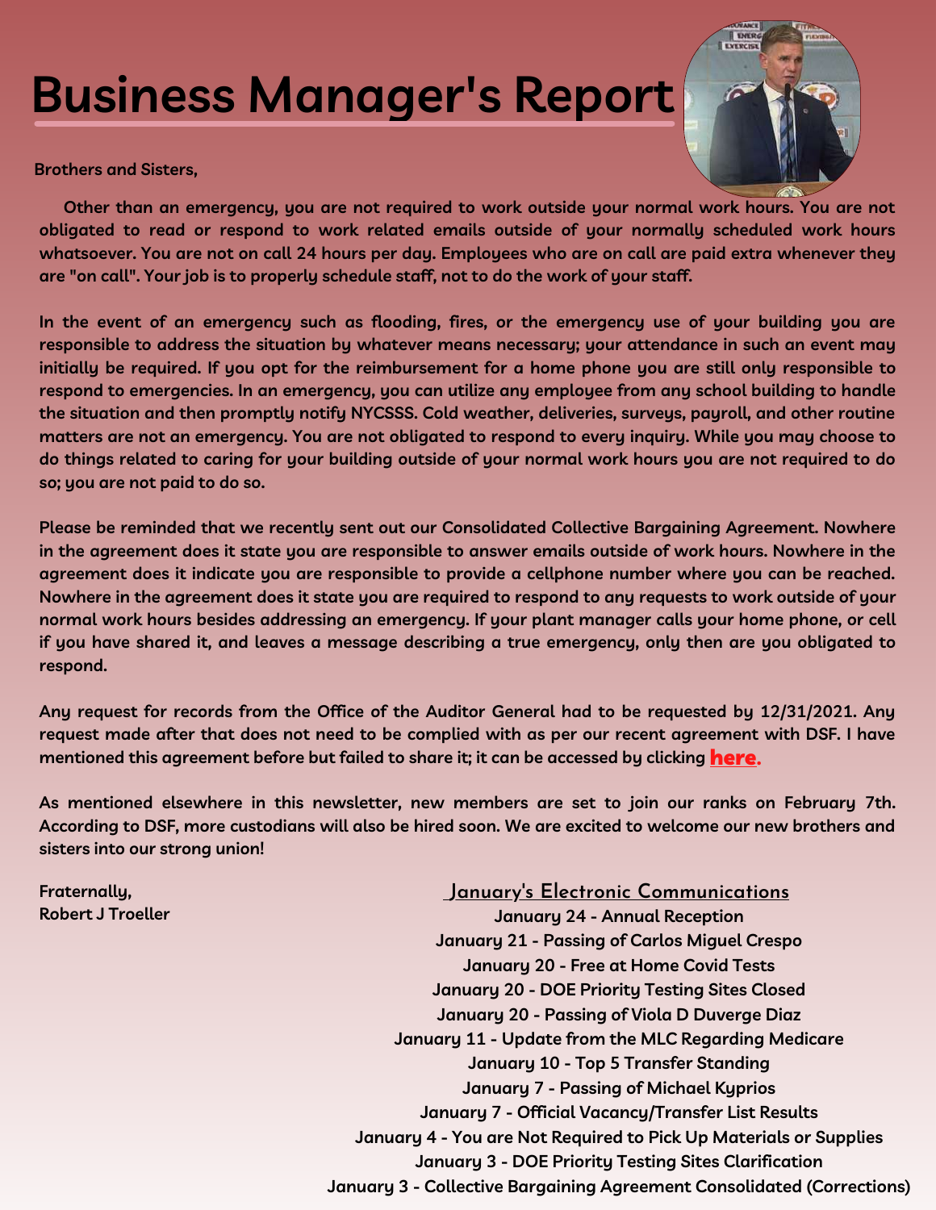# Business Manager's Report

Brothers and Sisters,

Other than an emergency, you are not required to work outside your normal work hours. You are not obligated to read or respond to work related emails outside of your normally scheduled work hours whatsoever. You are not on call 24 hours per day. Employees who are on call are paid extra whenever they are "on call". Your job is to properly schedule staff, not to do the work of your staff.

In the event of an emergency such as flooding, fires, or the emergency use of your building you are responsible to address the situation by whatever means necessary; your attendance in such an event may initially be required. If you opt for the reimbursement for a home phone you are still only responsible to respond to emergencies. In an emergency, you can utilize any employee from any school building to handle the situation and then promptly notify NYCSSS. Cold weather, deliveries, surveys, payroll, and other routine matters are not an emergency. You are not obligated to respond to every inquiry. While you may choose to do things related to caring for your building outside of your normal work hours you are not required to do so; you are not paid to do so.

Please be reminded that we recently sent out our Consolidated Collective Bargaining Agreement. Nowhere in the agreement does it state you are responsible to answer emails outside of work hours. Nowhere in the agreement does it indicate you are responsible to provide a cellphone number where you can be reached. Nowhere in the agreement does it state you are required to respond to any requests to work outside of your normal work hours besides addressing an emergency. If your plant manager calls your home phone, or cell if you have shared it, and leaves a message describing a true emergency, only then are you obligated to respond.

Any request for records from the Office of the Auditor General had to be requested by 12/31/2021. Any request made after that does not need to be complied with as per our recent agreement with DSF. I have mentioned this agreement before but failed to share it; it can be accessed by clicking **here**.

As mentioned elsewhere in this newsletter, new members are set to join our ranks on February 7th. According to DSF, more custodians will also be hired soon. We are excited to welcome our new brothers and sisters into our strong union!

Fraternally,
Robert J Troeller

## January's Electronic Communications

- January 24 - Annual Reception
- January 21 - Passing of Carlos Miguel Crespo
- January 20 - Free at Home Covid Tests
- January 20 - DOE Priority Testing Sites Closed
- January 20 - Passing of Viola D Duverge Diaz
- January 11 - Update from the MLC Regarding Medicare
- January 10 - Top 5 Transfer Standing
- January 7 - Passing of Michael Kyprios
- January 7 - Official Vacancy/Transfer List Results
- January 4 - You are Not Required to Pick Up Materials or Supplies
- January 3 - DOE Priority Testing Sites Clarification
- January 3 - Collective Bargaining Agreement Consolidated (Corrections)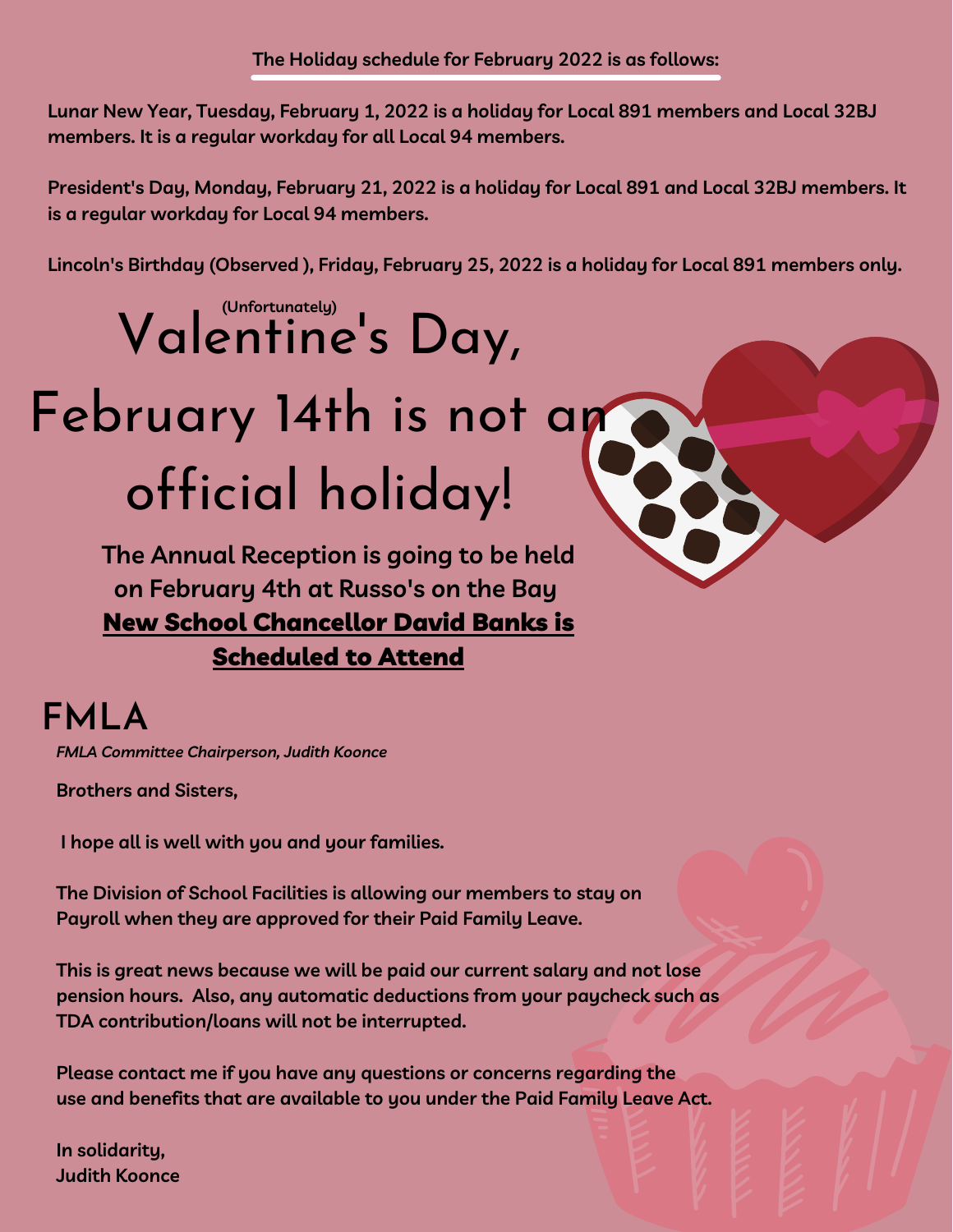**The Holiday schedule for February 2022 is as follows:**

Lunar New Year, Tuesday, February 1, 2022 is a holiday for Local 891 members and Local 32BJ members. It is a regular workday for all Local 94 members.

President's Day, Monday, February 21, 2022 is a holiday for Local 891 and Local 32BJ members. It is a regular workday for Local 94 members.

Lincoln's Birthday (Observed ), Friday, February 25, 2022 is a holiday for Local 891 members only.

# (Unfortunately) Valentine's Day, February 14th is not an official holiday!

**The Annual Reception is going to be held on February 4th at Russo's on the Bay**

**New School Chancellor David Banks is Scheduled to Attend**

# FMLA

*FMLA Committee Chairperson, Judith Koonce*

Brothers and Sisters,

I hope all is well with you and your families.

The Division of School Facilities is allowing our members to stay on Payroll when they are approved for their Paid Family Leave.

This is great news because we will be paid our current salary and not lose pension hours. Also, any automatic deductions from your paycheck such as TDA contribution/loans will not be interrupted.

Please contact me if you have any questions or concerns regarding the use and benefits that are available to you under the Paid Family Leave Act.

In solidarity,
Judith Koonce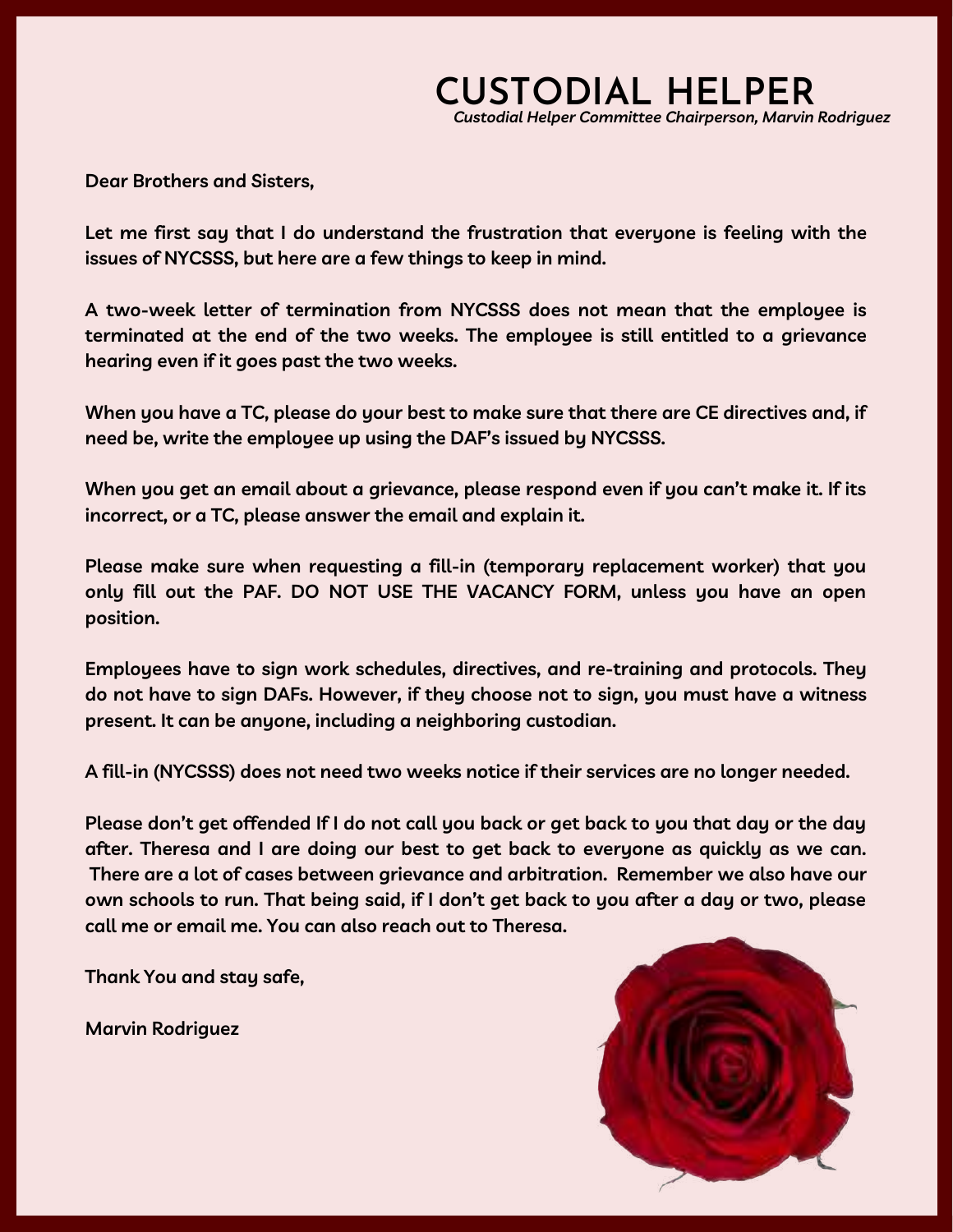# CUSTODIAL HELPER

*Custodial Helper Committee Chairperson, Marvin Rodriguez*

**Dear Brothers and Sisters,**

**Let me first say that I do understand the frustration that everyone is feeling with the issues of NYCSSS, but here are a few things to keep in mind.**

**A two-week letter of termination from NYCSSS does not mean that the employee is terminated at the end of the two weeks. The employee is still entitled to a grievance hearing even if it goes past the two weeks.**

**When you have a TC, please do your best to make sure that there are CE directives and, if need be, write the employee up using the DAF's issued by NYCSSS.**

**When you get an email about a grievance, please respond even if you can't make it. If its incorrect, or a TC, please answer the email and explain it.**

**Please make sure when requesting a fill-in (temporary replacement worker) that you only fill out the PAF. DO NOT USE THE VACANCY FORM, unless you have an open position.**

**Employees have to sign work schedules, directives, and re-training and protocols. They do not have to sign DAFs. However, if they choose not to sign, you must have a witness present. It can be anyone, including a neighboring custodian.**

**A fill-in (NYCSSS) does not need two weeks notice if their services are no longer needed.**

**Please don't get offended If I do not call you back or get back to you that day or the day after. Theresa and I are doing our best to get back to everyone as quickly as we can. There are a lot of cases between grievance and arbitration. Remember we also have our own schools to run. That being said, if I don't get back to you after a day or two, please call me or email me. You can also reach out to Theresa.**

**Thank You and stay safe,**

**Marvin Rodriguez**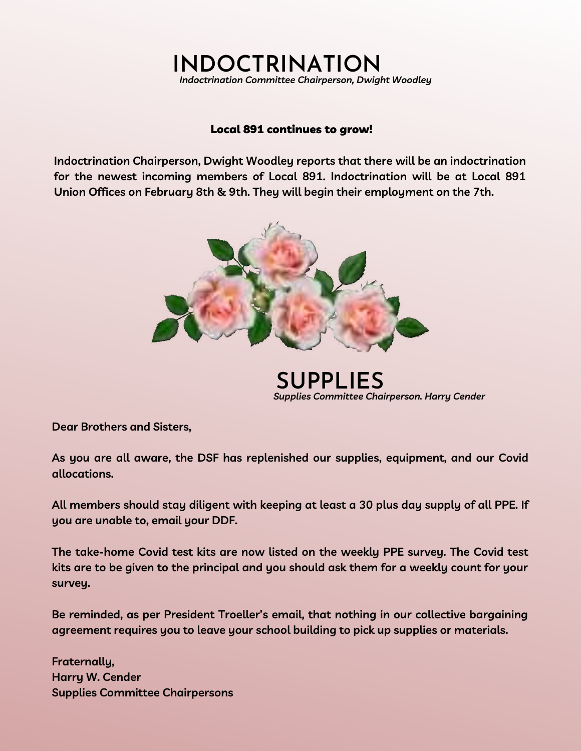# INDOCTRINATION

*Indoctrination Committee Chairperson, Dwight Woodley*

**Local 891 continues to grow!**

**Indoctrination Chairperson, Dwight Woodley reports that there will be an indoctrination for the newest incoming members of Local 891. Indoctrination will be at Local 891 Union Offices on February 8th & 9th. They will begin their employment on the 7th.**

# SUPPLIES

*Supplies Committee Chairperson. Harry Cender*

**Dear Brothers and Sisters,**

**As you are all aware, the DSF has replenished our supplies, equipment, and our Covid allocations.**

**All members should stay diligent with keeping at least a 30 plus day supply of all PPE. If you are unable to, email your DDF.**

**The take-home Covid test kits are now listed on the weekly PPE survey. The Covid test kits are to be given to the principal and you should ask them for a weekly count for your survey.**

**Be reminded, as per President Troeller's email, that nothing in our collective bargaining agreement requires you to leave your school building to pick up supplies or materials.**

**Fraternally,**
**Harry W. Cender**
**Supplies Committee Chairpersons**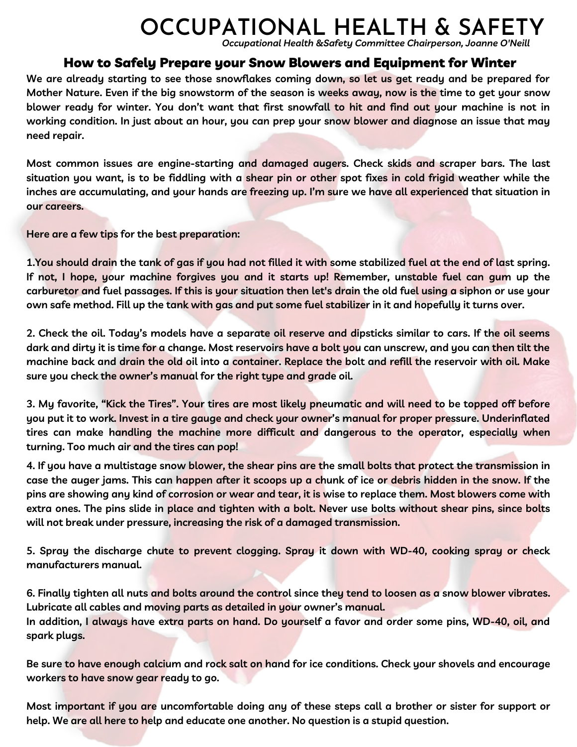# OCCUPATIONAL HEALTH & SAFETY

*Occupational Health &Safety Committee Chairperson, Joanne O'Neill*

## How to Safely Prepare your Snow Blowers and Equipment for Winter

**We are already starting to see those snowflakes coming down, so let us get ready and be prepared for Mother Nature. Even if the big snowstorm of the season is weeks away, now is the time to get your snow blower ready for winter. You don't want that first snowfall to hit and find out your machine is not in working condition. In just about an hour, you can prep your snow blower and diagnose an issue that may need repair.**

**Most common issues are engine-starting and damaged augers. Check skids and scraper bars. The last situation you want, is to be fiddling with a shear pin or other spot fixes in cold frigid weather while the inches are accumulating, and your hands are freezing up. I'm sure we have all experienced that situation in our careers.**

**Here are a few tips for the best preparation:**

**1.You should drain the tank of gas if you had not filled it with some stabilized fuel at the end of last spring. If not, I hope, your machine forgives you and it starts up! Remember, unstable fuel can gum up the carburetor and fuel passages. If this is your situation then let's drain the old fuel using a siphon or use your own safe method. Fill up the tank with gas and put some fuel stabilizer in it and hopefully it turns over.**

**2. Check the oil. Today's models have a separate oil reserve and dipsticks similar to cars. If the oil seems dark and dirty it is time for a change. Most reservoirs have a bolt you can unscrew, and you can then tilt the machine back and drain the old oil into a container. Replace the bolt and refill the reservoir with oil. Make sure you check the owner's manual for the right type and grade oil.**

**3. My favorite, "Kick the Tires". Your tires are most likely pneumatic and will need to be topped off before you put it to work. Invest in a tire gauge and check your owner's manual for proper pressure. Underinflated tires can make handling the machine more difficult and dangerous to the operator, especially when turning. Too much air and the tires can pop!**

**4. If you have a multistage snow blower, the shear pins are the small bolts that protect the transmission in case the auger jams. This can happen after it scoops up a chunk of ice or debris hidden in the snow. If the pins are showing any kind of corrosion or wear and tear, it is wise to replace them. Most blowers come with extra ones. The pins slide in place and tighten with a bolt. Never use bolts without shear pins, since bolts will not break under pressure, increasing the risk of a damaged transmission.**

**5. Spray the discharge chute to prevent clogging. Spray it down with WD-40, cooking spray or check manufacturers manual.**

**6. Finally tighten all nuts and bolts around the control since they tend to loosen as a snow blower vibrates. Lubricate all cables and moving parts as detailed in your owner's manual.**
**In addition, I always have extra parts on hand. Do yourself a favor and order some pins, WD-40, oil, and spark plugs.**

**Be sure to have enough calcium and rock salt on hand for ice conditions. Check your shovels and encourage workers to have snow gear ready to go.**

**Most important if you are uncomfortable doing any of these steps call a brother or sister for support or help. We are all here to help and educate one another. No question is a stupid question.**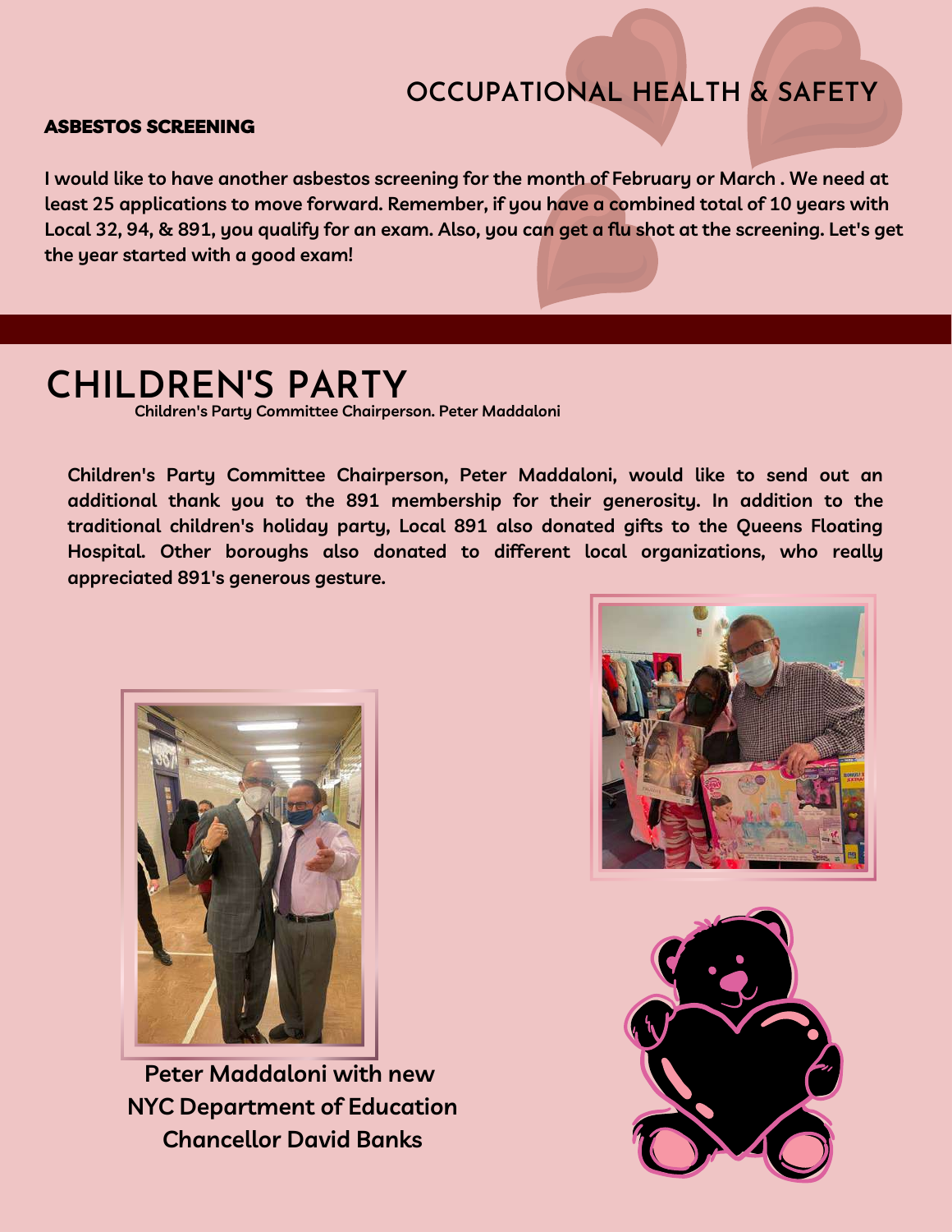## OCCUPATIONAL HEALTH & SAFETY

### ASBESTOS SCREENING

**I would like to have another asbestos screening for the month of February or March . We need at least 25 applications to move forward. Remember, if you have a combined total of 10 years with Local 32, 94, & 891, you qualify for an exam. Also, you can get a flu shot at the screening. Let's get the year started with a good exam!**

# CHILDREN'S PARTY

**Children's Party Committee Chairperson. Peter Maddaloni**

**Children's Party Committee Chairperson, Peter Maddaloni, would like to send out an additional thank you to the 891 membership for their generosity. In addition to the traditional children's holiday party, Local 891 also donated gifts to the Queens Floating Hospital. Other boroughs also donated to different local organizations, who really appreciated 891's generous gesture.**

**Peter Maddaloni with new NYC Department of Education Chancellor David Banks**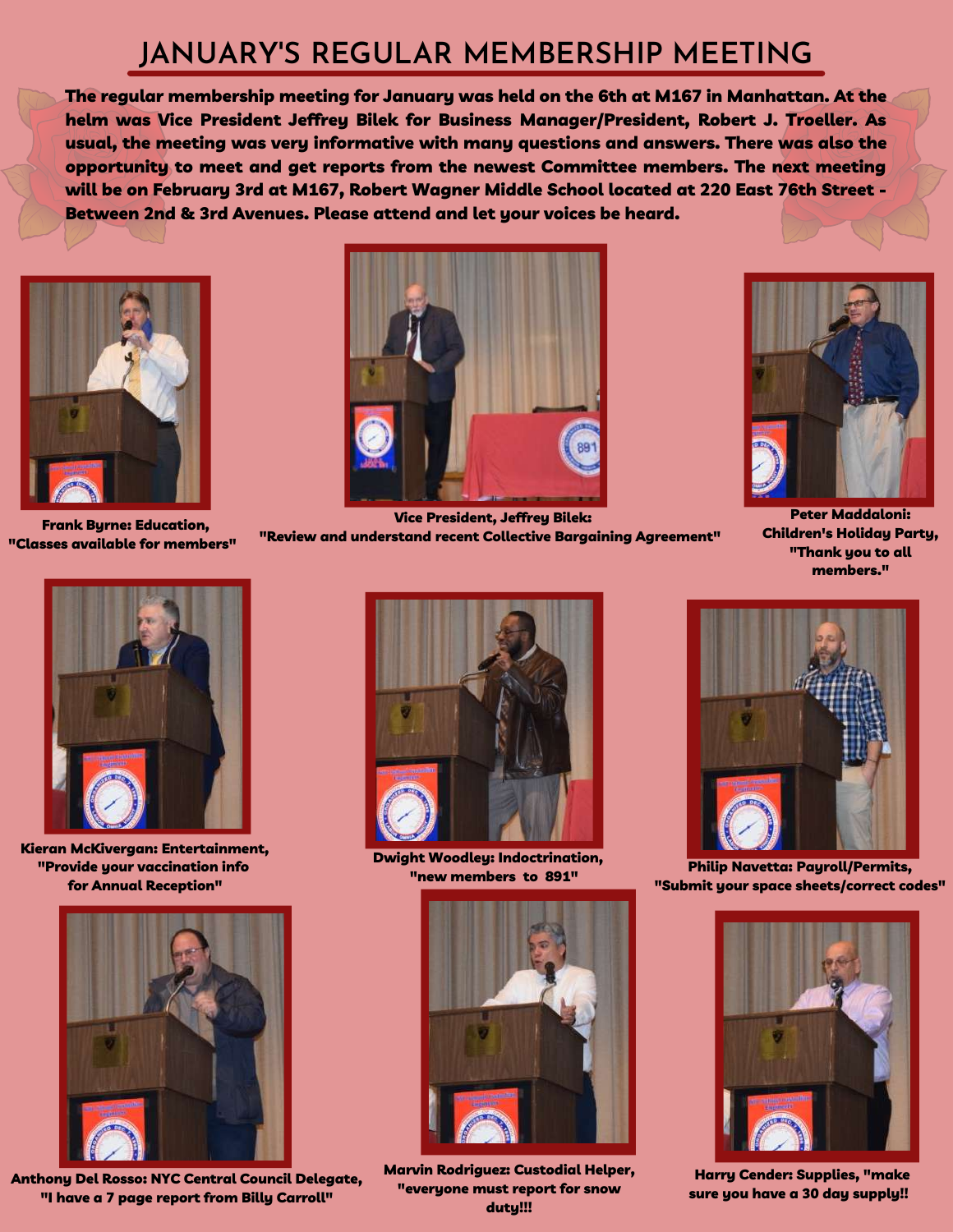# JANUARY'S REGULAR MEMBERSHIP MEETING

**The regular membership meeting for January was held on the 6th at M167 in Manhattan. At the helm was Vice President Jeffrey Bilek for Business Manager/President, Robert J. Troeller. As usual, the meeting was very informative with many questions and answers. There was also the opportunity to meet and get reports from the newest Committee members. The next meeting will be on February 3rd at M167, Robert Wagner Middle School located at 220 East 76th Street - Between 2nd & 3rd Avenues. Please attend and let your voices be heard.**

**Frank Byrne: Education, "Classes available for members"**

**Vice President, Jeffrey Bilek: "Review and understand recent Collective Bargaining Agreement"**

**Peter Maddaloni: Children's Holiday Party, "Thank you to all members."**

**Kieran McKivergan: Entertainment, "Provide your vaccination info for Annual Reception"**

**Dwight Woodley: Indoctrination, "new members to 891"**

**Philip Navetta: Payroll/Permits, "Submit your space sheets/correct codes"**

**Anthony Del Rosso: NYC Central Council Delegate, "I have a 7 page report from Billy Carroll"**

**Marvin Rodriguez: Custodial Helper, "everyone must report for snow duty!!!**

**Harry Cender: Supplies, "make sure you have a 30 day supply!!**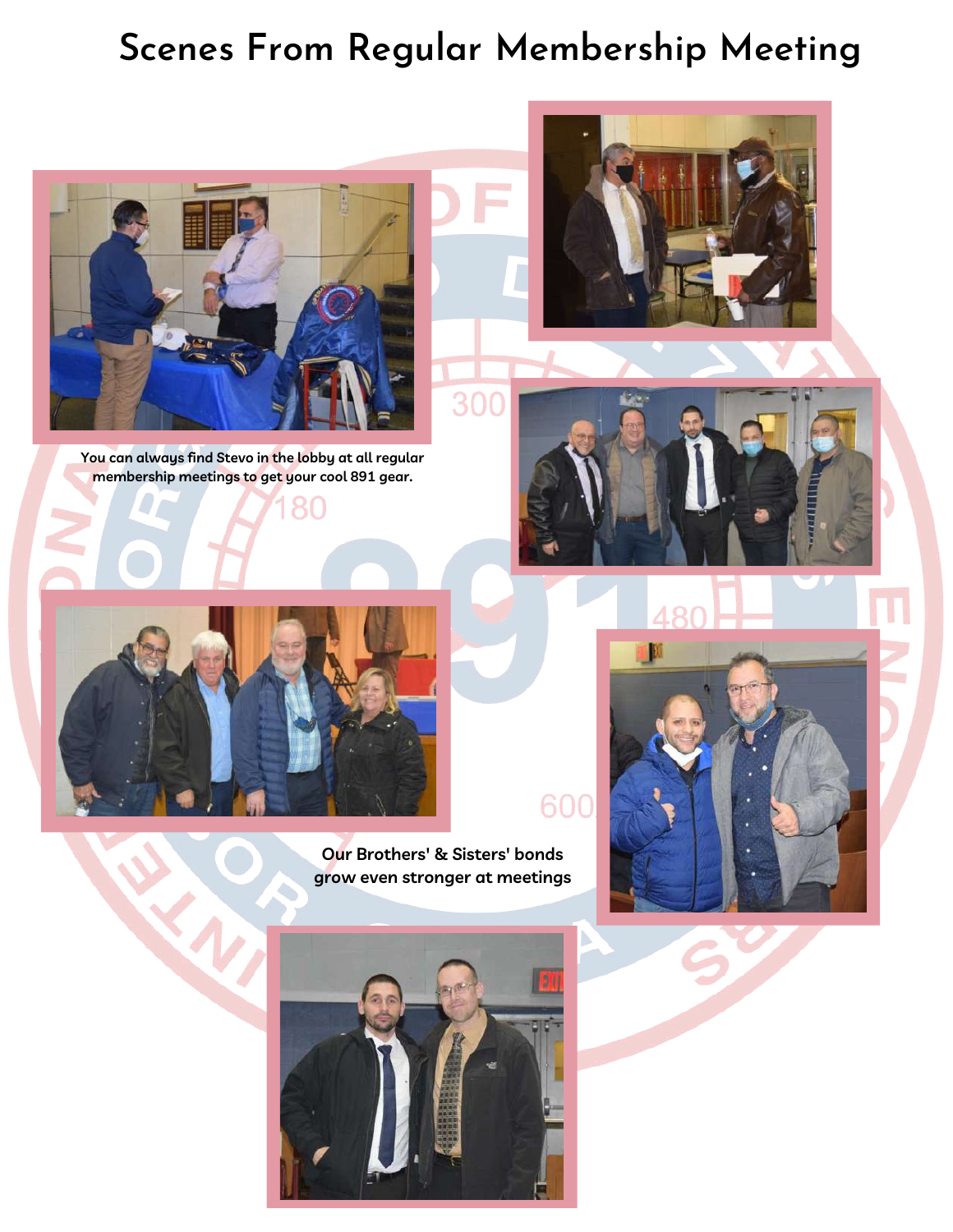# Scenes From Regular Membership Meeting

You can always find Stevo in the lobby at all regular membership meetings to get your cool 891 gear.

Our Brothers' & Sisters' bonds grow even stronger at meetings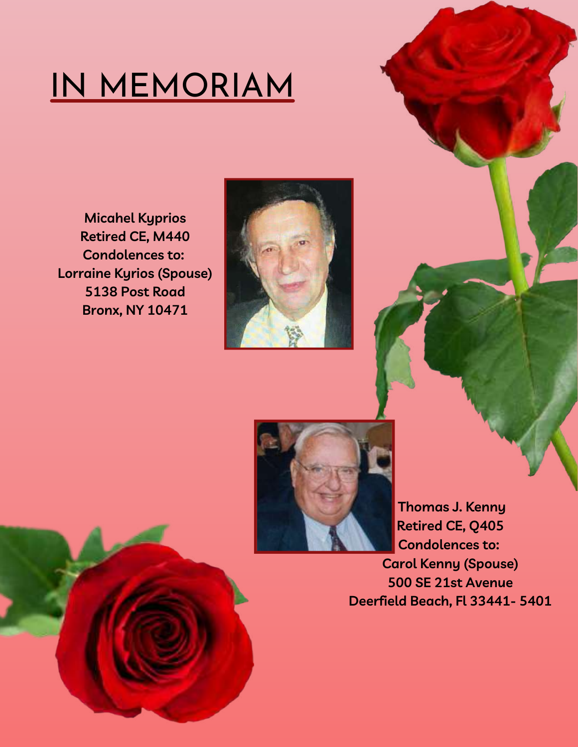# IN MEMORIAM

**Micahel Kyprios**
**Retired CE, M440**
**Condolences to:**
**Lorraine Kyrios (Spouse)**
**5138 Post Road**
**Bronx, NY 10471**

**Thomas J. Kenny**
**Retired CE, Q405**
**Condolences to:**
**Carol Kenny (Spouse)**
**500 SE 21st Avenue**
**Deerfield Beach, Fl 33441- 5401**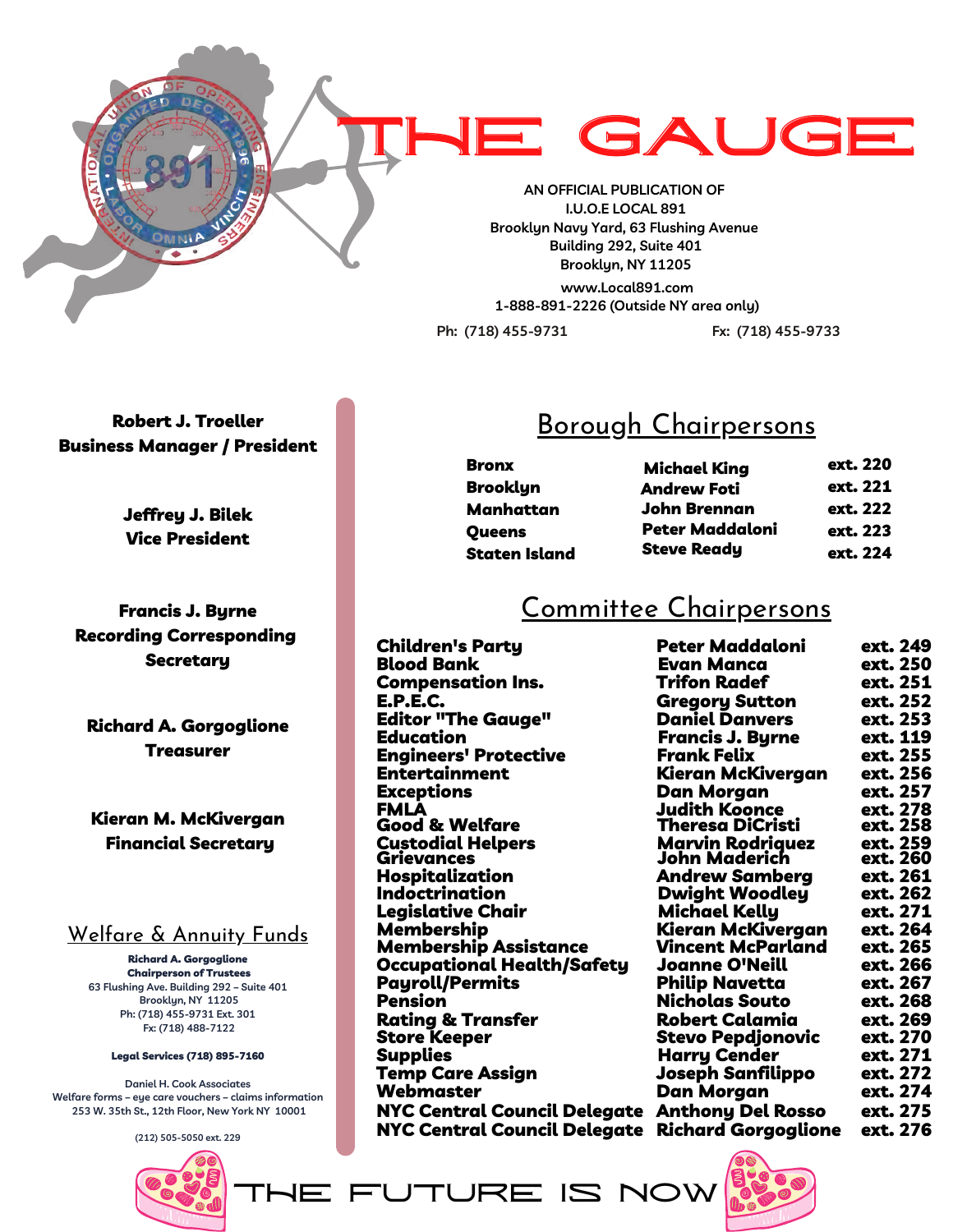# THE GAUGE

AN OFFICIAL PUBLICATION OF
I.U.O.E LOCAL 891
Brooklyn Navy Yard, 63 Flushing Avenue
Building 292, Suite 401
Brooklyn, NY 11205
www.Local891.com
1-888-891-2226 (Outside NY area only)

Ph: (718) 455-9731 Fx: (718) 455-9733

**Robert J. Troeller**
**Business Manager / President**

**Jeffrey J. Bilek**
**Vice President**

**Francis J. Byrne**
**Recording Corresponding Secretary**

**Richard A. Gorgoglione**
**Treasurer**

**Kieran M. McKivergan**
**Financial Secretary**

## Welfare & Annuity Funds

**Richard A. Gorgoglione**
**Chairperson of Trustees**
63 Flushing Ave. Building 292 – Suite 401
Brooklyn, NY 11205
Ph: (718) 455-9731 Ext. 301
Fx: (718) 488-7122

**Legal Services (718) 895-7160**

Daniel H. Cook Associates
Welfare forms – eye care vouchers – claims information
253 W. 35th St., 12th Floor, New York NY 10001

(212) 505-5050 ext. 229

## Borough Chairpersons

| | | |
|---|---|---|
| Bronx | Michael King | ext. 220 |
| Brooklyn | Andrew Foti | ext. 221 |
| Manhattan | John Brennan | ext. 222 |
| Queens | Peter Maddaloni | ext. 223 |
| Staten Island | Steve Ready | ext. 224 |

## Committee Chairpersons

| | | |
|---|---|---|
| Children's Party | Peter Maddaloni | ext. 249 |
| Blood Bank | Evan Manca | ext. 250 |
| Compensation Ins. | Trifon Radef | ext. 251 |
| E.P.E.C. | Gregory Sutton | ext. 252 |
| Editor "The Gauge" | Daniel Danvers | ext. 253 |
| Education | Francis J. Byrne | ext. 119 |
| Engineers' Protective | Frank Felix | ext. 255 |
| Entertainment | Kieran McKivergan | ext. 256 |
| Exceptions | Dan Morgan | ext. 257 |
| FMLA | Judith Koonce | ext. 278 |
| Good & Welfare | Theresa DiCristi | ext. 258 |
| Custodial Helpers | Marvin Rodriquez | ext. 259 |
| Grievances | John Maderich | ext. 260 |
| Hospitalization | Andrew Samberg | ext. 261 |
| Indoctrination | Dwight Woodley | ext. 262 |
| Legislative Chair | Michael Kelly | ext. 271 |
| Membership | Kieran McKivergan | ext. 264 |
| Membership Assistance | Vincent McParland | ext. 265 |
| Occupational Health/Safety | Joanne O'Neill | ext. 266 |
| Payroll/Permits | Philip Navetta | ext. 267 |
| Pension | Nicholas Souto | ext. 268 |
| Rating & Transfer | Robert Calamia | ext. 269 |
| Store Keeper | Stevo Pepdjonovic | ext. 270 |
| Supplies | Harry Cender | ext. 271 |
| Temp Care Assign | Joseph Sanfilippo | ext. 272 |
| Webmaster | Dan Morgan | ext. 274 |
| NYC Central Council Delegate | Anthony Del Rosso | ext. 275 |
| NYC Central Council Delegate | Richard Gorgoglione | ext. 276 |

THE FUTURE IS NOW